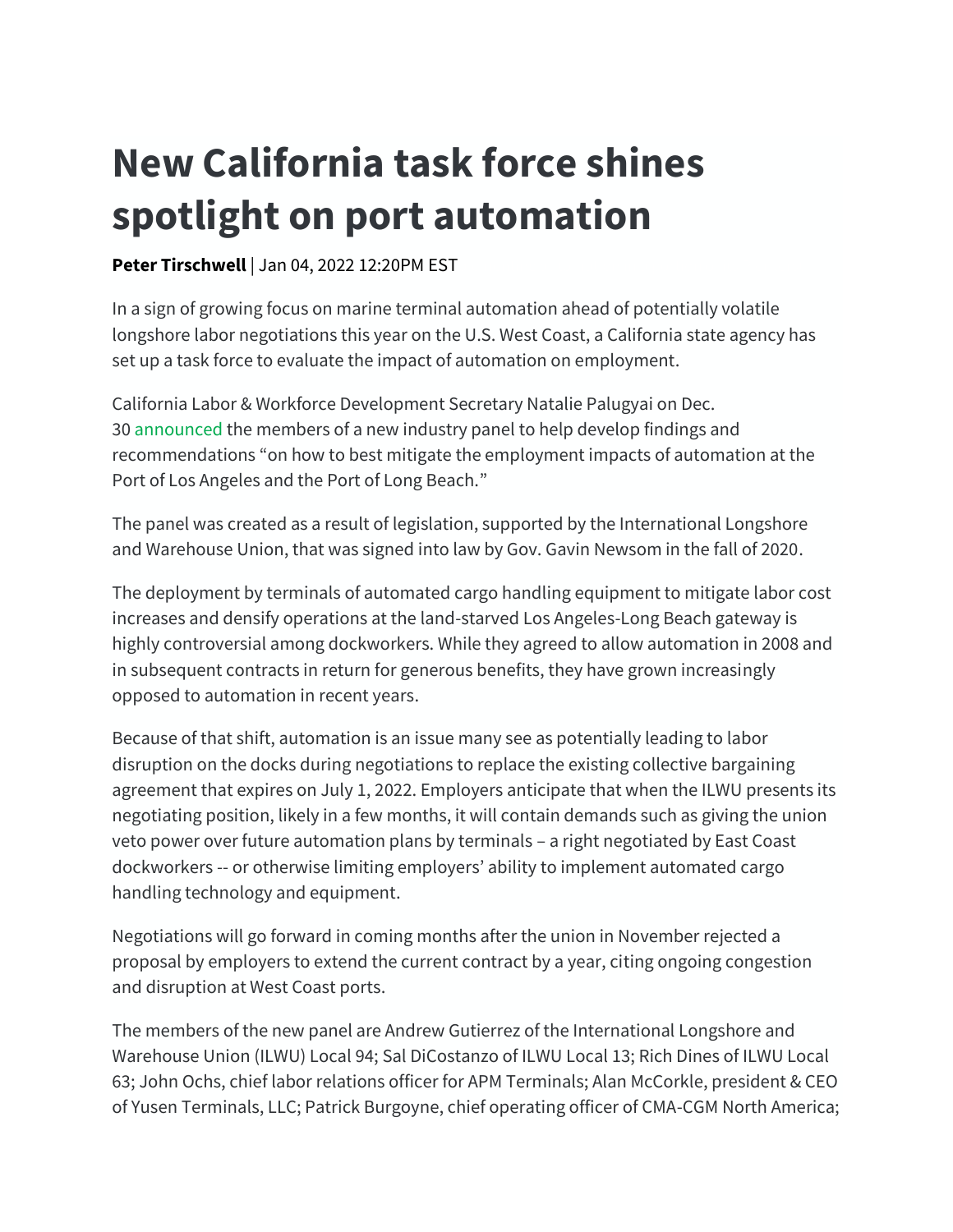# New California task force shines spotlight on port automation

**Peter Tirschwell** | Jan 04, 2022 12:20PM EST

In a sign of growing focus on marine terminal automation ahead of potentially volatile longshore labor negotiations this year on the U.S. West Coast, a California state agency has set up a task force to evaluate the impact of automation on employment.

California Labor & Workforce Development Secretary Natalie Palugyai on Dec. 30 announced the members of a new industry panel to help develop findings and recommendations "on how to best mitigate the employment impacts of automation at the Port of Los Angeles and the Port of Long Beach."

The panel was created as a result of legislation, supported by the International Longshore and Warehouse Union, that was signed into law by Gov. Gavin Newsom in the fall of 2020.

The deployment by terminals of automated cargo handling equipment to mitigate labor cost increases and densify operations at the land-starved Los Angeles-Long Beach gateway is highly controversial among dockworkers. While they agreed to allow automation in 2008 and in subsequent contracts in return for generous benefits, they have grown increasingly opposed to automation in recent years.

Because of that shift, automation is an issue many see as potentially leading to labor disruption on the docks during negotiations to replace the existing collective bargaining agreement that expires on July 1, 2022. Employers anticipate that when the ILWU presents its negotiating position, likely in a few months, it will contain demands such as giving the union veto power over future automation plans by terminals – a right negotiated by East Coast dockworkers -- or otherwise limiting employers' ability to implement automated cargo handling technology and equipment.

Negotiations will go forward in coming months after the union in November rejected a proposal by employers to extend the current contract by a year, citing ongoing congestion and disruption at West Coast ports.

The members of the new panel are Andrew Gutierrez of the International Longshore and Warehouse Union (ILWU) Local 94; Sal DiCostanzo of ILWU Local 13; Rich Dines of ILWU Local 63; John Ochs, chief labor relations officer for APM Terminals; Alan McCorkle, president & CEO of Yusen Terminals, LLC; Patrick Burgoyne, chief operating officer of CMA-CGM North America;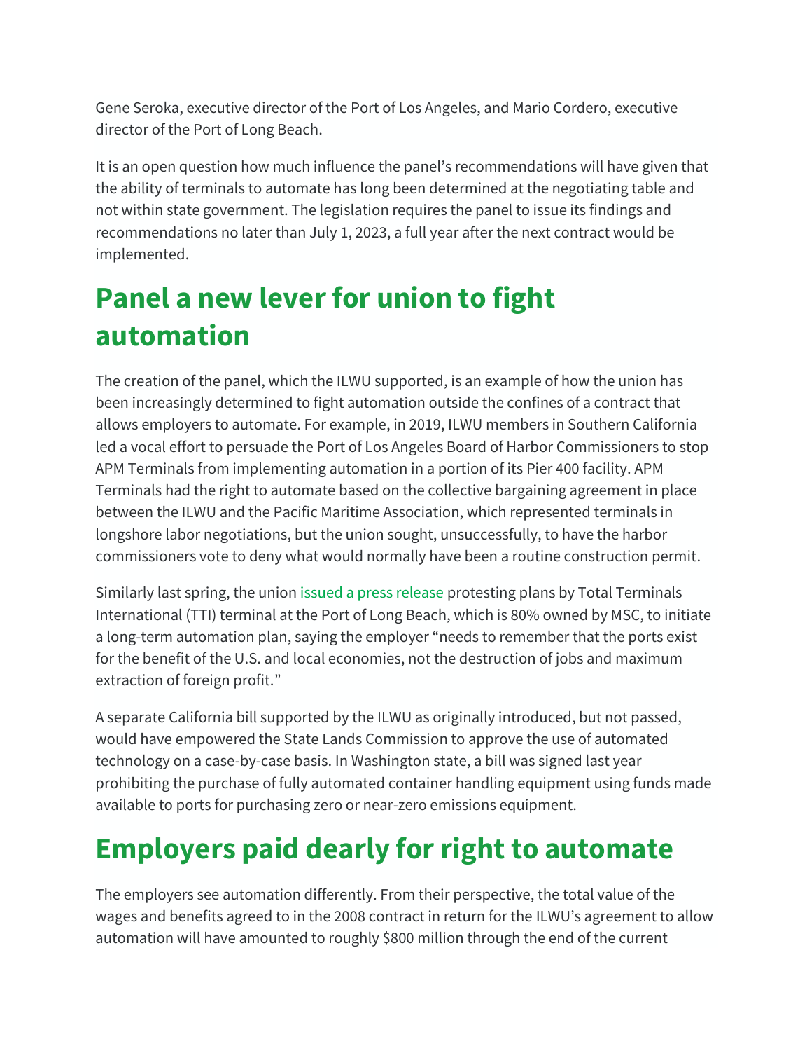Gene Seroka, executive director of the Port of Los Angeles, and Mario Cordero, executive director of the Port of Long Beach.

It is an open question how much influence the panel's recommendations will have given that the ability of terminals to automate has long been determined at the negotiating table and not within state government. The legislation requires the panel to issue its findings and recommendations no later than July 1, 2023, a full year after the next contract would be implemented.

## Panel a new lever for union to fight automation

The creation of the panel, which the ILWU supported, is an example of how the union has been increasingly determined to fight automation outside the confines of a contract that allows employers to automate. For example, in 2019, ILWU members in Southern California led a vocal effort to persuade the Port of Los Angeles Board of Harbor Commissioners to stop APM Terminals from implementing automation in a portion of its Pier 400 facility. APM Terminals had the right to automate based on the collective bargaining agreement in place between the ILWU and the Pacific Maritime Association, which represented terminals in longshore labor negotiations, but the union sought, unsuccessfully, to have the harbor commissioners vote to deny what would normally have been a routine construction permit.

Similarly last spring, the union issued a press release protesting plans by Total Terminals International (TTI) terminal at the Port of Long Beach, which is 80% owned by MSC, to initiate a long-term automation plan, saying the employer "needs to remember that the ports exist for the benefit of the U.S. and local economies, not the destruction of jobs and maximum extraction of foreign profit."

A separate California bill supported by the ILWU as originally introduced, but not passed, would have empowered the State Lands Commission to approve the use of automated technology on a case-by-case basis. In Washington state, a bill was signed last year prohibiting the purchase of fully automated container handling equipment using funds made available to ports for purchasing zero or near-zero emissions equipment.

## Employers paid dearly for right to automate

The employers see automation differently. From their perspective, the total value of the wages and benefits agreed to in the 2008 contract in return for the ILWU's agreement to allow automation will have amounted to roughly $800 million through the end of the current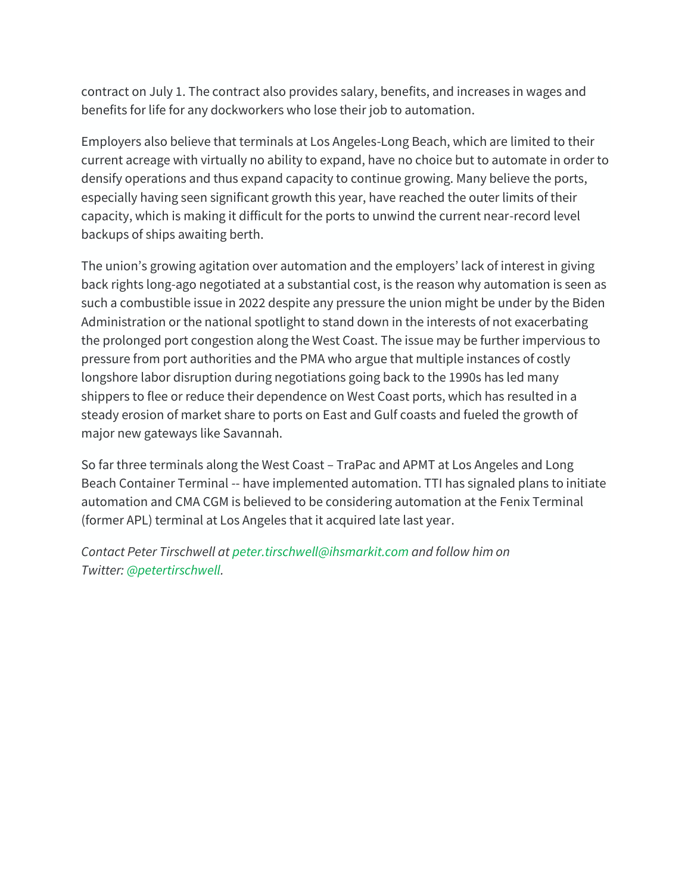contract on July 1. The contract also provides salary, benefits, and increases in wages and benefits for life for any dockworkers who lose their job to automation.

Employers also believe that terminals at Los Angeles-Long Beach, which are limited to their current acreage with virtually no ability to expand, have no choice but to automate in order to densify operations and thus expand capacity to continue growing. Many believe the ports, especially having seen significant growth this year, have reached the outer limits of their capacity, which is making it difficult for the ports to unwind the current near-record level backups of ships awaiting berth.

The union's growing agitation over automation and the employers' lack of interest in giving back rights long-ago negotiated at a substantial cost, is the reason why automation is seen as such a combustible issue in 2022 despite any pressure the union might be under by the Biden Administration or the national spotlight to stand down in the interests of not exacerbating the prolonged port congestion along the West Coast. The issue may be further impervious to pressure from port authorities and the PMA who argue that multiple instances of costly longshore labor disruption during negotiations going back to the 1990s has led many shippers to flee or reduce their dependence on West Coast ports, which has resulted in a steady erosion of market share to ports on East and Gulf coasts and fueled the growth of major new gateways like Savannah.

So far three terminals along the West Coast – TraPac and APMT at Los Angeles and Long Beach Container Terminal -- have implemented automation. TTI has signaled plans to initiate automation and CMA CGM is believed to be considering automation at the Fenix Terminal (former APL) terminal at Los Angeles that it acquired late last year.

*Contact Peter Tirschwell at peter.tirschwell@ihsmarkit.com and follow him on Twitter: @petertirschwell.*